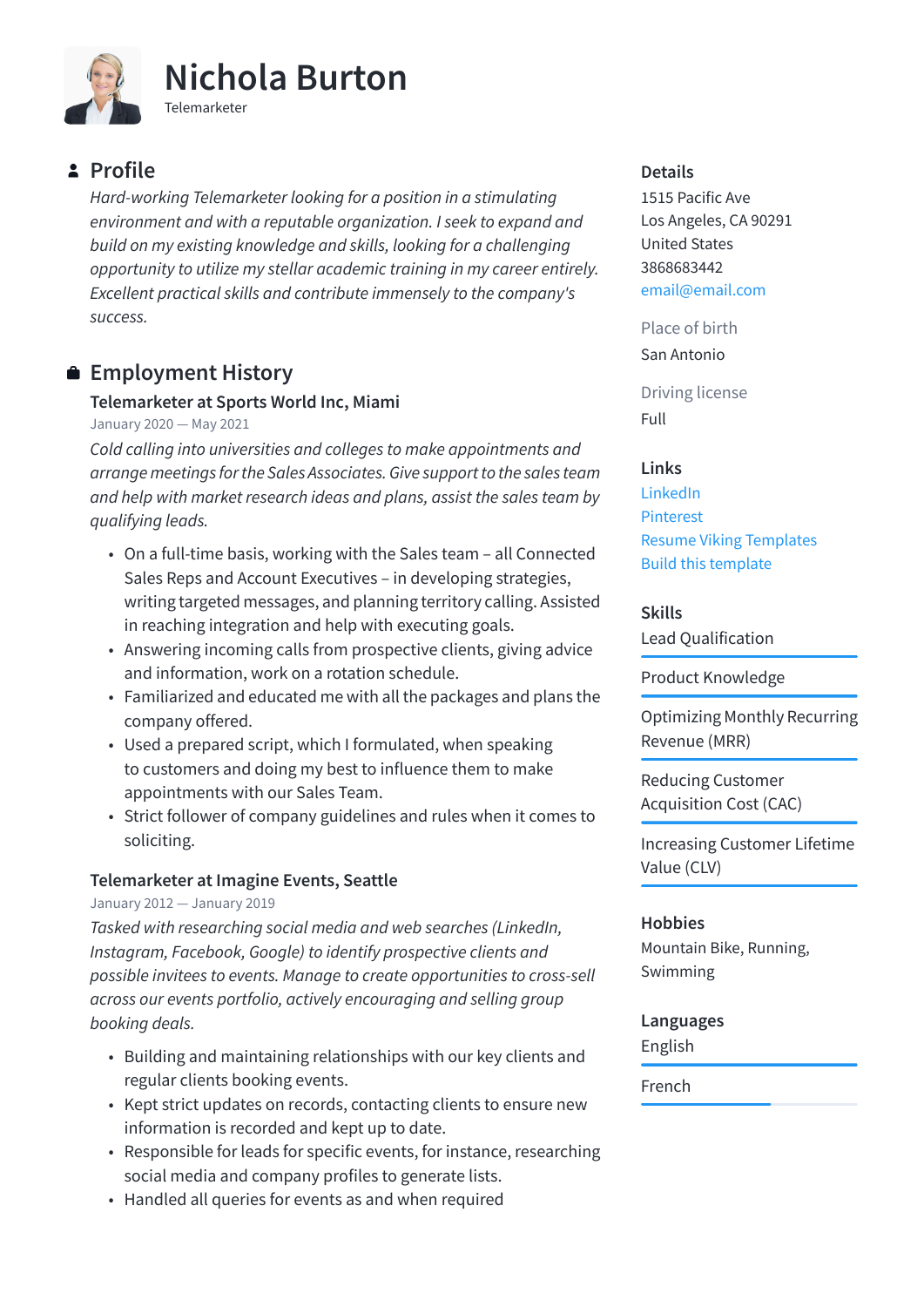# Nichola Burton

Telemarketer

## Profile

*Hard-working Telemarketer looking for a position in a stimulating environment and with a reputable organization. I seek to expand and build on my existing knowledge and skills, looking for a challenging opportunity to utilize my stellar academic training in my career entirely. Excellent practical skills and contribute immensely to the company's success.*

## Employment History

### Telemarketer at Sports World Inc, Miami

January 2020 — May 2021

*Cold calling into universities and colleges to make appointments and arrange meetings for the Sales Associates. Give support to the sales team and help with market research ideas and plans, assist the sales team by qualifying leads.*

- On a full-time basis, working with the Sales team – all Connected Sales Reps and Account Executives – in developing strategies, writing targeted messages, and planning territory calling. Assisted in reaching integration and help with executing goals.
- Answering incoming calls from prospective clients, giving advice and information, work on a rotation schedule.
- Familiarized and educated me with all the packages and plans the company offered.
- Used a prepared script, which I formulated, when speaking to customers and doing my best to influence them to make appointments with our Sales Team.
- Strict follower of company guidelines and rules when it comes to soliciting.

### Telemarketer at Imagine Events, Seattle

January 2012 — January 2019

*Tasked with researching social media and web searches (LinkedIn, Instagram, Facebook, Google) to identify prospective clients and possible invitees to events. Manage to create opportunities to cross-sell across our events portfolio, actively encouraging and selling group booking deals.*

- Building and maintaining relationships with our key clients and regular clients booking events.
- Kept strict updates on records, contacting clients to ensure new information is recorded and kept up to date.
- Responsible for leads for specific events, for instance, researching social media and company profiles to generate lists.
- Handled all queries for events as and when required

## Details

1515 Pacific Ave
Los Angeles, CA 90291
United States
3868683442
email@email.com

Place of birth

San Antonio

Driving license

Full

## Links

LinkedIn

Pinterest

Resume Viking Templates

Build this template

## Skills

- Lead Qualification
- Product Knowledge
- Optimizing Monthly Recurring Revenue (MRR)
- Reducing Customer Acquisition Cost (CAC)
- Increasing Customer Lifetime Value (CLV)

## Hobbies

Mountain Bike, Running, Swimming

## Languages

- English
- French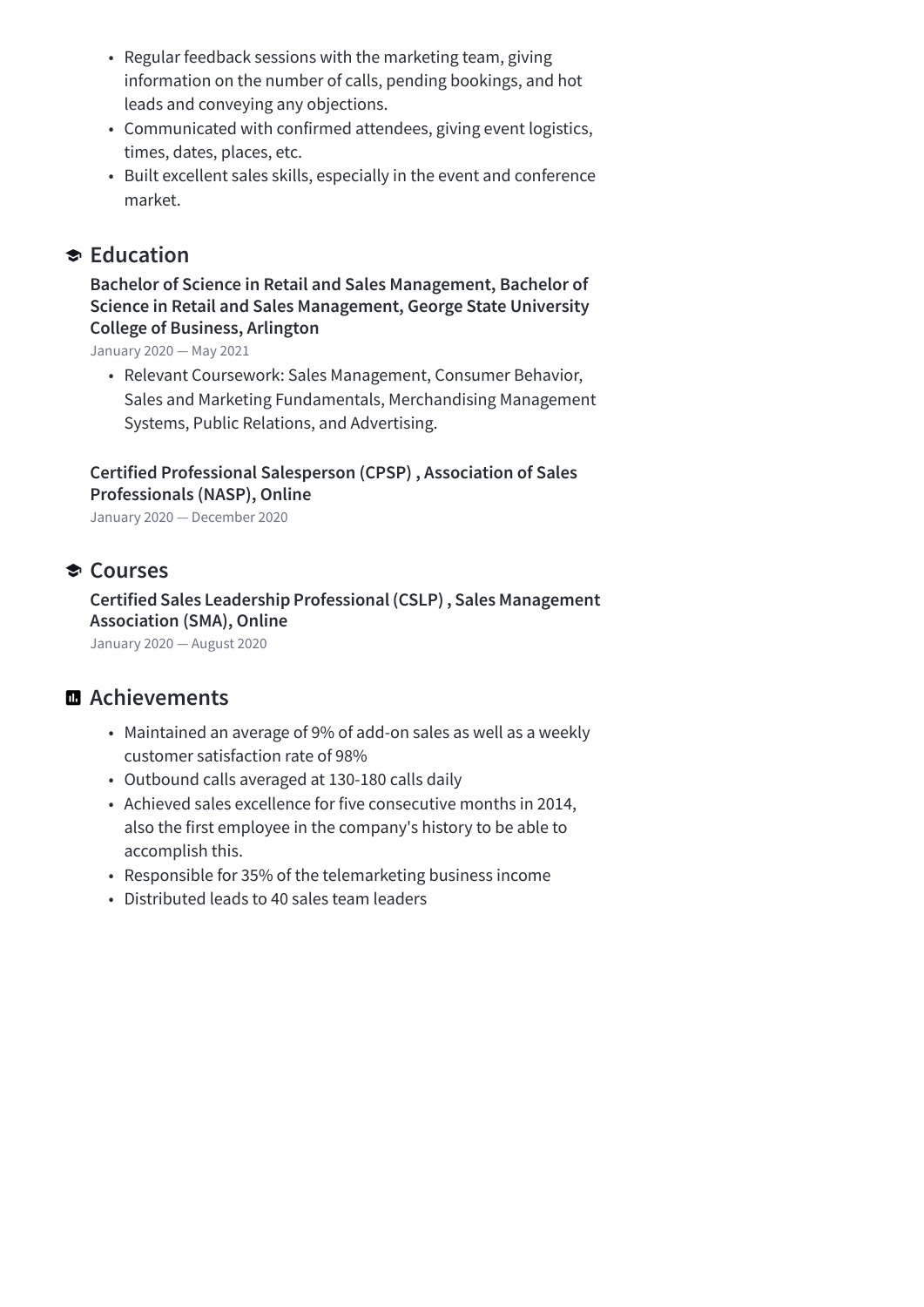- Regular feedback sessions with the marketing team, giving information on the number of calls, pending bookings, and hot leads and conveying any objections.
- Communicated with confirmed attendees, giving event logistics, times, dates, places, etc.
- Built excellent sales skills, especially in the event and conference market.

## Education

**Bachelor of Science in Retail and Sales Management, Bachelor of Science in Retail and Sales Management, George State University College of Business, Arlington**

January 2020 — May 2021

- Relevant Coursework: Sales Management, Consumer Behavior, Sales and Marketing Fundamentals, Merchandising Management Systems, Public Relations, and Advertising.

**Certified Professional Salesperson (CPSP) , Association of Sales Professionals (NASP), Online**

January 2020 — December 2020

## Courses

**Certified Sales Leadership Professional (CSLP) , Sales Management Association (SMA), Online**

January 2020 — August 2020

## Achievements

- Maintained an average of 9% of add-on sales as well as a weekly customer satisfaction rate of 98%
- Outbound calls averaged at 130-180 calls daily
- Achieved sales excellence for five consecutive months in 2014, also the first employee in the company's history to be able to accomplish this.
- Responsible for 35% of the telemarketing business income
- Distributed leads to 40 sales team leaders